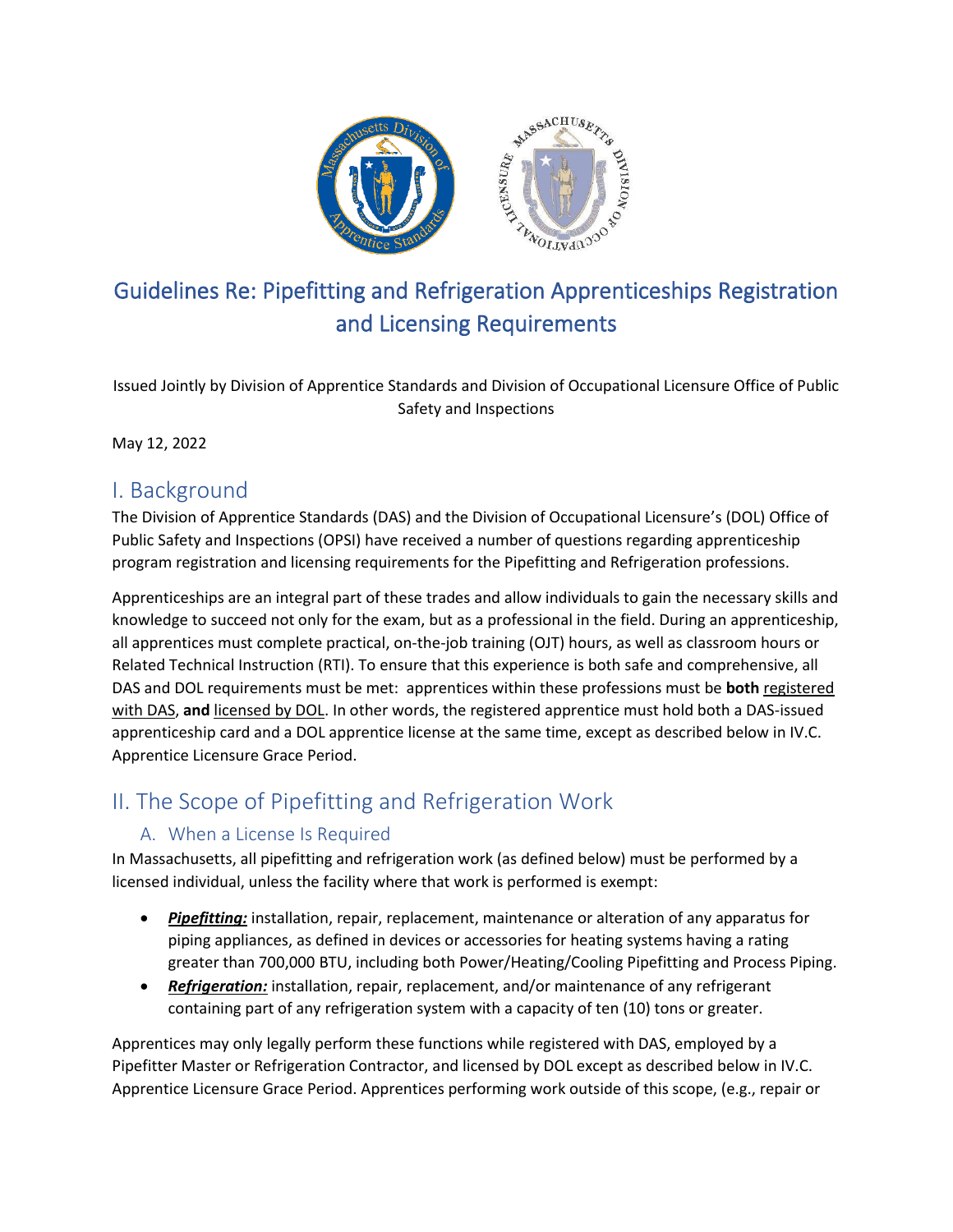# Guidelines Re: Pipefitting and Refrigeration Apprenticeships Registration and Licensing Requirements

Issued Jointly by Division of Apprentice Standards and Division of Occupational Licensure Office of Public Safety and Inspections

May 12, 2022

## I. Background

The Division of Apprentice Standards (DAS) and the Division of Occupational Licensure's (DOL) Office of Public Safety and Inspections (OPSI) have received a number of questions regarding apprenticeship program registration and licensing requirements for the Pipefitting and Refrigeration professions.

Apprenticeships are an integral part of these trades and allow individuals to gain the necessary skills and knowledge to succeed not only for the exam, but as a professional in the field. During an apprenticeship, all apprentices must complete practical, on-the-job training (OJT) hours, as well as classroom hours or Related Technical Instruction (RTI). To ensure that this experience is both safe and comprehensive, all DAS and DOL requirements must be met: apprentices within these professions must be **both** registered with DAS, **and** licensed by DOL. In other words, the registered apprentice must hold both a DAS-issued apprenticeship card and a DOL apprentice license at the same time, except as described below in IV.C. Apprentice Licensure Grace Period.

## II. The Scope of Pipefitting and Refrigeration Work

### A. When a License Is Required

In Massachusetts, all pipefitting and refrigeration work (as defined below) must be performed by a licensed individual, unless the facility where that work is performed is exempt:

- ***Pipefitting:*** installation, repair, replacement, maintenance or alteration of any apparatus for piping appliances, as defined in devices or accessories for heating systems having a rating greater than 700,000 BTU, including both Power/Heating/Cooling Pipefitting and Process Piping.
- ***Refrigeration:*** installation, repair, replacement, and/or maintenance of any refrigerant containing part of any refrigeration system with a capacity of ten (10) tons or greater.

Apprentices may only legally perform these functions while registered with DAS, employed by a Pipefitter Master or Refrigeration Contractor, and licensed by DOL except as described below in IV.C. Apprentice Licensure Grace Period. Apprentices performing work outside of this scope, (e.g., repair or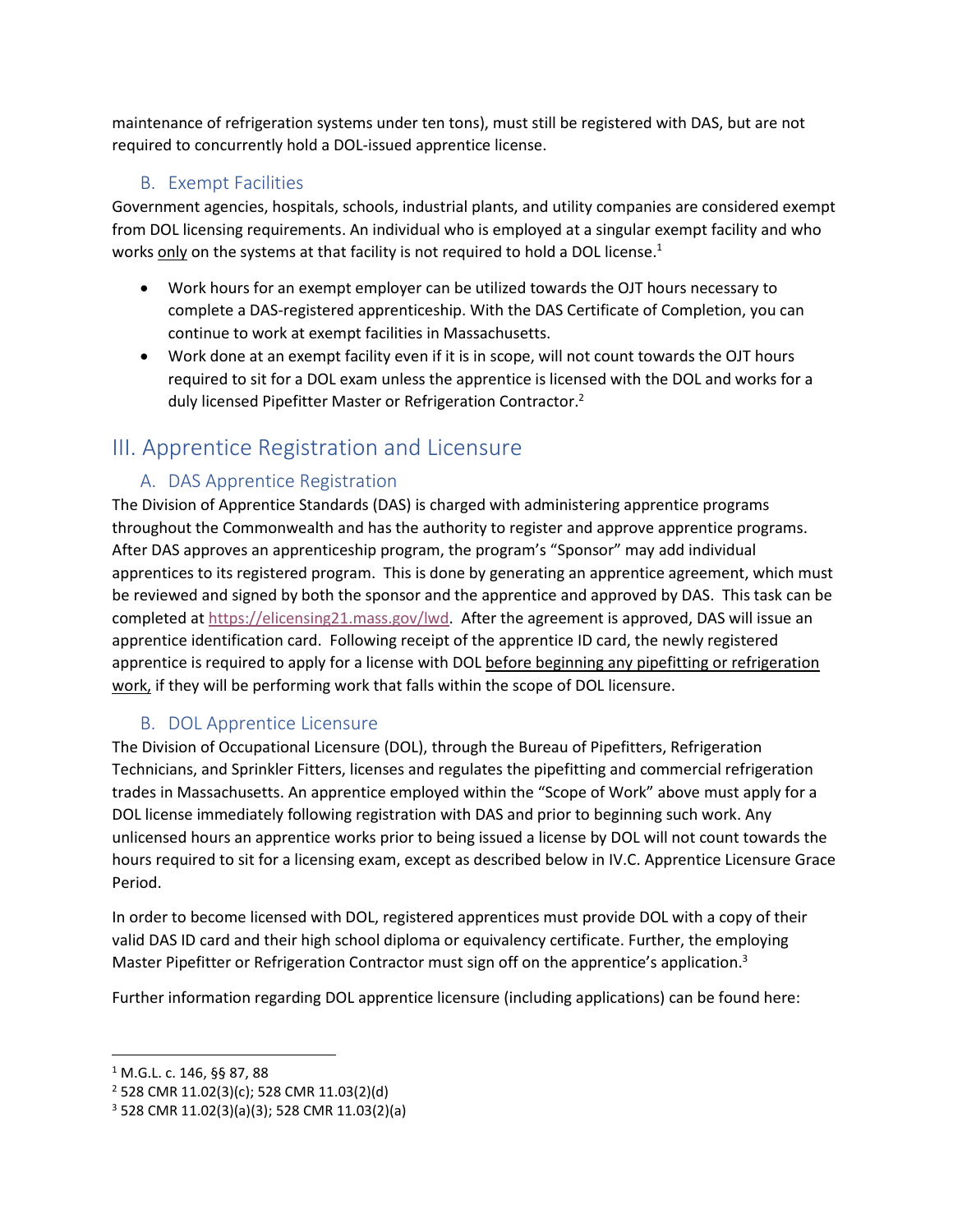maintenance of refrigeration systems under ten tons), must still be registered with DAS, but are not required to concurrently hold a DOL-issued apprentice license.

### B. Exempt Facilities

Government agencies, hospitals, schools, industrial plants, and utility companies are considered exempt from DOL licensing requirements. An individual who is employed at a singular exempt facility and who works only on the systems at that facility is not required to hold a DOL license.[1]

- Work hours for an exempt employer can be utilized towards the OJT hours necessary to complete a DAS-registered apprenticeship. With the DAS Certificate of Completion, you can continue to work at exempt facilities in Massachusetts.
- Work done at an exempt facility even if it is in scope, will not count towards the OJT hours required to sit for a DOL exam unless the apprentice is licensed with the DOL and works for a duly licensed Pipefitter Master or Refrigeration Contractor.[2]

## III. Apprentice Registration and Licensure

### A. DAS Apprentice Registration

The Division of Apprentice Standards (DAS) is charged with administering apprentice programs throughout the Commonwealth and has the authority to register and approve apprentice programs. After DAS approves an apprenticeship program, the program's "Sponsor" may add individual apprentices to its registered program. This is done by generating an apprentice agreement, which must be reviewed and signed by both the sponsor and the apprentice and approved by DAS. This task can be completed at https://elicensing21.mass.gov/lwd. After the agreement is approved, DAS will issue an apprentice identification card. Following receipt of the apprentice ID card, the newly registered apprentice is required to apply for a license with DOL before beginning any pipefitting or refrigeration work, if they will be performing work that falls within the scope of DOL licensure.

### B. DOL Apprentice Licensure

The Division of Occupational Licensure (DOL), through the Bureau of Pipefitters, Refrigeration Technicians, and Sprinkler Fitters, licenses and regulates the pipefitting and commercial refrigeration trades in Massachusetts. An apprentice employed within the "Scope of Work" above must apply for a DOL license immediately following registration with DAS and prior to beginning such work. Any unlicensed hours an apprentice works prior to being issued a license by DOL will not count towards the hours required to sit for a licensing exam, except as described below in IV.C. Apprentice Licensure Grace Period.

In order to become licensed with DOL, registered apprentices must provide DOL with a copy of their valid DAS ID card and their high school diploma or equivalency certificate. Further, the employing Master Pipefitter or Refrigeration Contractor must sign off on the apprentice's application.[3]

Further information regarding DOL apprentice licensure (including applications) can be found here:

---

[1] M.G.L. c. 146, §§ 87, 88

[2] 528 CMR 11.02(3)(c); 528 CMR 11.03(2)(d)

[3] 528 CMR 11.02(3)(a)(3); 528 CMR 11.03(2)(a)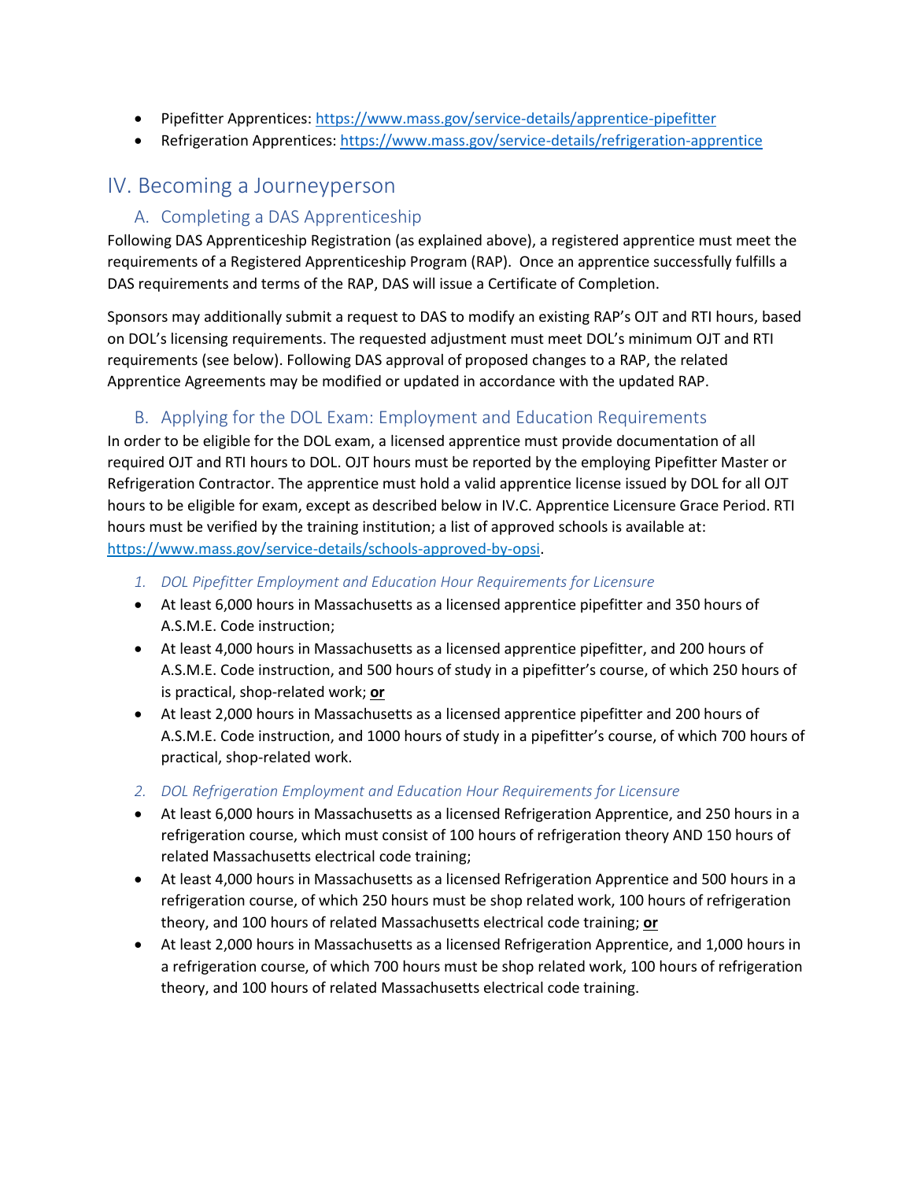- Pipefitter Apprentices: https://www.mass.gov/service-details/apprentice-pipefitter
- Refrigeration Apprentices: https://www.mass.gov/service-details/refrigeration-apprentice

# IV. Becoming a Journeyperson

## A. Completing a DAS Apprenticeship

Following DAS Apprenticeship Registration (as explained above), a registered apprentice must meet the requirements of a Registered Apprenticeship Program (RAP). Once an apprentice successfully fulfills a DAS requirements and terms of the RAP, DAS will issue a Certificate of Completion.

Sponsors may additionally submit a request to DAS to modify an existing RAP's OJT and RTI hours, based on DOL's licensing requirements. The requested adjustment must meet DOL's minimum OJT and RTI requirements (see below). Following DAS approval of proposed changes to a RAP, the related Apprentice Agreements may be modified or updated in accordance with the updated RAP.

## B. Applying for the DOL Exam: Employment and Education Requirements

In order to be eligible for the DOL exam, a licensed apprentice must provide documentation of all required OJT and RTI hours to DOL. OJT hours must be reported by the employing Pipefitter Master or Refrigeration Contractor. The apprentice must hold a valid apprentice license issued by DOL for all OJT hours to be eligible for exam, except as described below in IV.C. Apprentice Licensure Grace Period. RTI hours must be verified by the training institution; a list of approved schools is available at: https://www.mass.gov/service-details/schools-approved-by-opsi.

### 1. *DOL Pipefitter Employment and Education Hour Requirements for Licensure*

- At least 6,000 hours in Massachusetts as a licensed apprentice pipefitter and 350 hours of A.S.M.E. Code instruction;
- At least 4,000 hours in Massachusetts as a licensed apprentice pipefitter, and 200 hours of A.S.M.E. Code instruction, and 500 hours of study in a pipefitter's course, of which 250 hours of is practical, shop-related work; **or**
- At least 2,000 hours in Massachusetts as a licensed apprentice pipefitter and 200 hours of A.S.M.E. Code instruction, and 1000 hours of study in a pipefitter's course, of which 700 hours of practical, shop-related work.

### 2. *DOL Refrigeration Employment and Education Hour Requirements for Licensure*

- At least 6,000 hours in Massachusetts as a licensed Refrigeration Apprentice, and 250 hours in a refrigeration course, which must consist of 100 hours of refrigeration theory AND 150 hours of related Massachusetts electrical code training;
- At least 4,000 hours in Massachusetts as a licensed Refrigeration Apprentice and 500 hours in a refrigeration course, of which 250 hours must be shop related work, 100 hours of refrigeration theory, and 100 hours of related Massachusetts electrical code training; **or**
- At least 2,000 hours in Massachusetts as a licensed Refrigeration Apprentice, and 1,000 hours in a refrigeration course, of which 700 hours must be shop related work, 100 hours of refrigeration theory, and 100 hours of related Massachusetts electrical code training.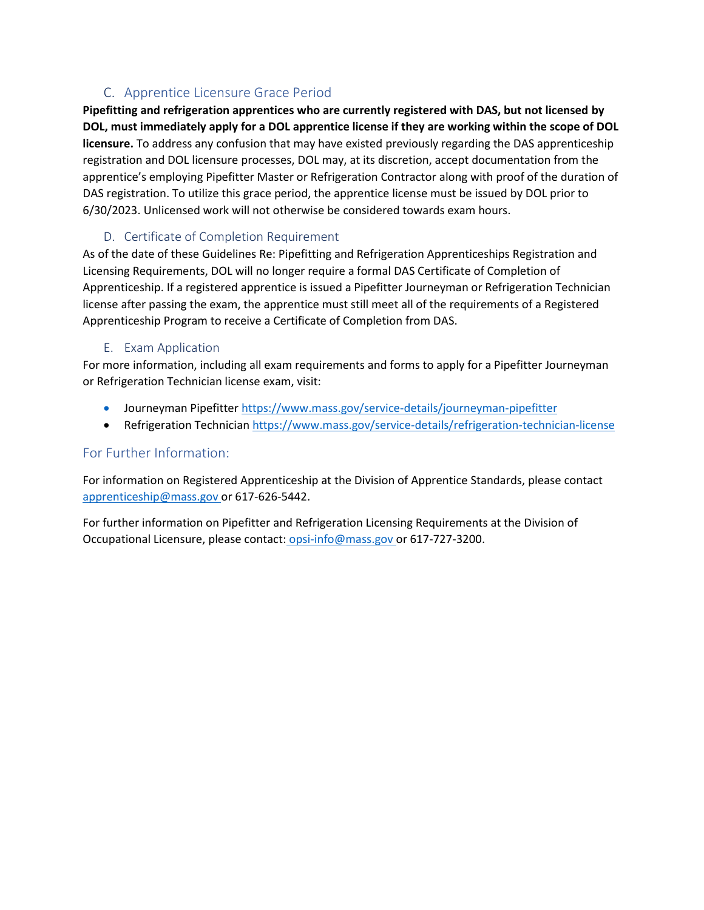### C. Apprentice Licensure Grace Period

**Pipefitting and refrigeration apprentices who are currently registered with DAS, but not licensed by DOL, must immediately apply for a DOL apprentice license if they are working within the scope of DOL licensure.** To address any confusion that may have existed previously regarding the DAS apprenticeship registration and DOL licensure processes, DOL may, at its discretion, accept documentation from the apprentice's employing Pipefitter Master or Refrigeration Contractor along with proof of the duration of DAS registration. To utilize this grace period, the apprentice license must be issued by DOL prior to 6/30/2023. Unlicensed work will not otherwise be considered towards exam hours.

### D. Certificate of Completion Requirement

As of the date of these Guidelines Re: Pipefitting and Refrigeration Apprenticeships Registration and Licensing Requirements, DOL will no longer require a formal DAS Certificate of Completion of Apprenticeship. If a registered apprentice is issued a Pipefitter Journeyman or Refrigeration Technician license after passing the exam, the apprentice must still meet all of the requirements of a Registered Apprenticeship Program to receive a Certificate of Completion from DAS.

### E. Exam Application

For more information, including all exam requirements and forms to apply for a Pipefitter Journeyman or Refrigeration Technician license exam, visit:

- Journeyman Pipefitter https://www.mass.gov/service-details/journeyman-pipefitter
- Refrigeration Technician https://www.mass.gov/service-details/refrigeration-technician-license

## For Further Information:

For information on Registered Apprenticeship at the Division of Apprentice Standards, please contact apprenticeship@mass.gov or 617-626-5442.

For further information on Pipefitter and Refrigeration Licensing Requirements at the Division of Occupational Licensure, please contact: opsi-info@mass.gov or 617-727-3200.